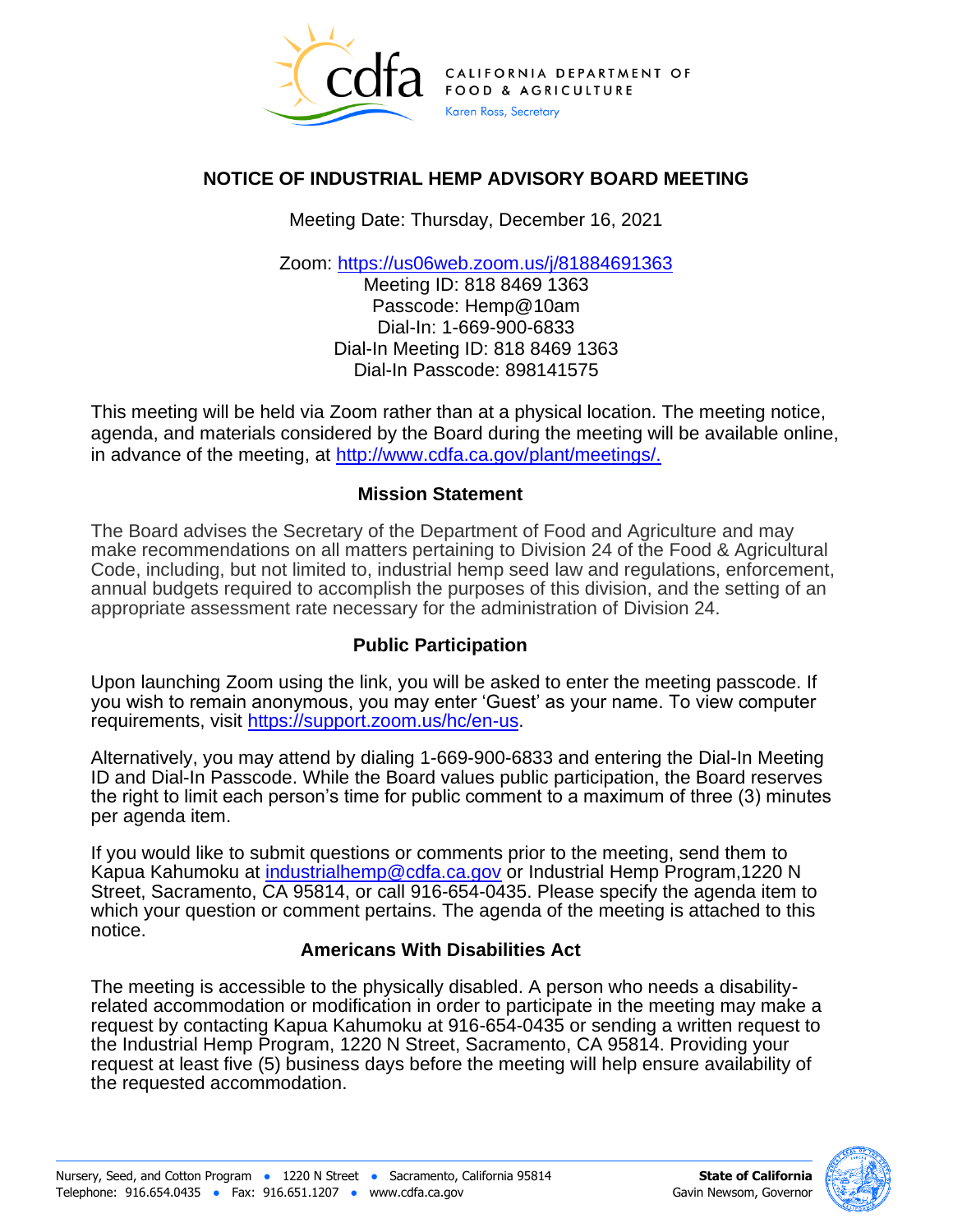CALIFORNIA DEPARTMENT OF FOOD & AGRICULTURE
Karen Ross, Secretary

## NOTICE OF INDUSTRIAL HEMP ADVISORY BOARD MEETING

Meeting Date: Thursday, December 16, 2021

Zoom: https://us06web.zoom.us/j/81884691363
Meeting ID: 818 8469 1363
Passcode: Hemp@10am
Dial-In: 1-669-900-6833
Dial-In Meeting ID: 818 8469 1363
Dial-In Passcode: 898141575

This meeting will be held via Zoom rather than at a physical location. The meeting notice, agenda, and materials considered by the Board during the meeting will be available online, in advance of the meeting, at http://www.cdfa.ca.gov/plant/meetings/.

### Mission Statement

The Board advises the Secretary of the Department of Food and Agriculture and may make recommendations on all matters pertaining to Division 24 of the Food & Agricultural Code, including, but not limited to, industrial hemp seed law and regulations, enforcement, annual budgets required to accomplish the purposes of this division, and the setting of an appropriate assessment rate necessary for the administration of Division 24.

### Public Participation

Upon launching Zoom using the link, you will be asked to enter the meeting passcode. If you wish to remain anonymous, you may enter 'Guest' as your name. To view computer requirements, visit https://support.zoom.us/hc/en-us.

Alternatively, you may attend by dialing 1-669-900-6833 and entering the Dial-In Meeting ID and Dial-In Passcode. While the Board values public participation, the Board reserves the right to limit each person's time for public comment to a maximum of three (3) minutes per agenda item.

If you would like to submit questions or comments prior to the meeting, send them to Kapua Kahumoku at industrialhemp@cdfa.ca.gov or Industrial Hemp Program,1220 N Street, Sacramento, CA 95814, or call 916-654-0435. Please specify the agenda item to which your question or comment pertains. The agenda of the meeting is attached to this notice.

### Americans With Disabilities Act

The meeting is accessible to the physically disabled. A person who needs a disability-related accommodation or modification in order to participate in the meeting may make a request by contacting Kapua Kahumoku at 916-654-0435 or sending a written request to the Industrial Hemp Program, 1220 N Street, Sacramento, CA 95814. Providing your request at least five (5) business days before the meeting will help ensure availability of the requested accommodation.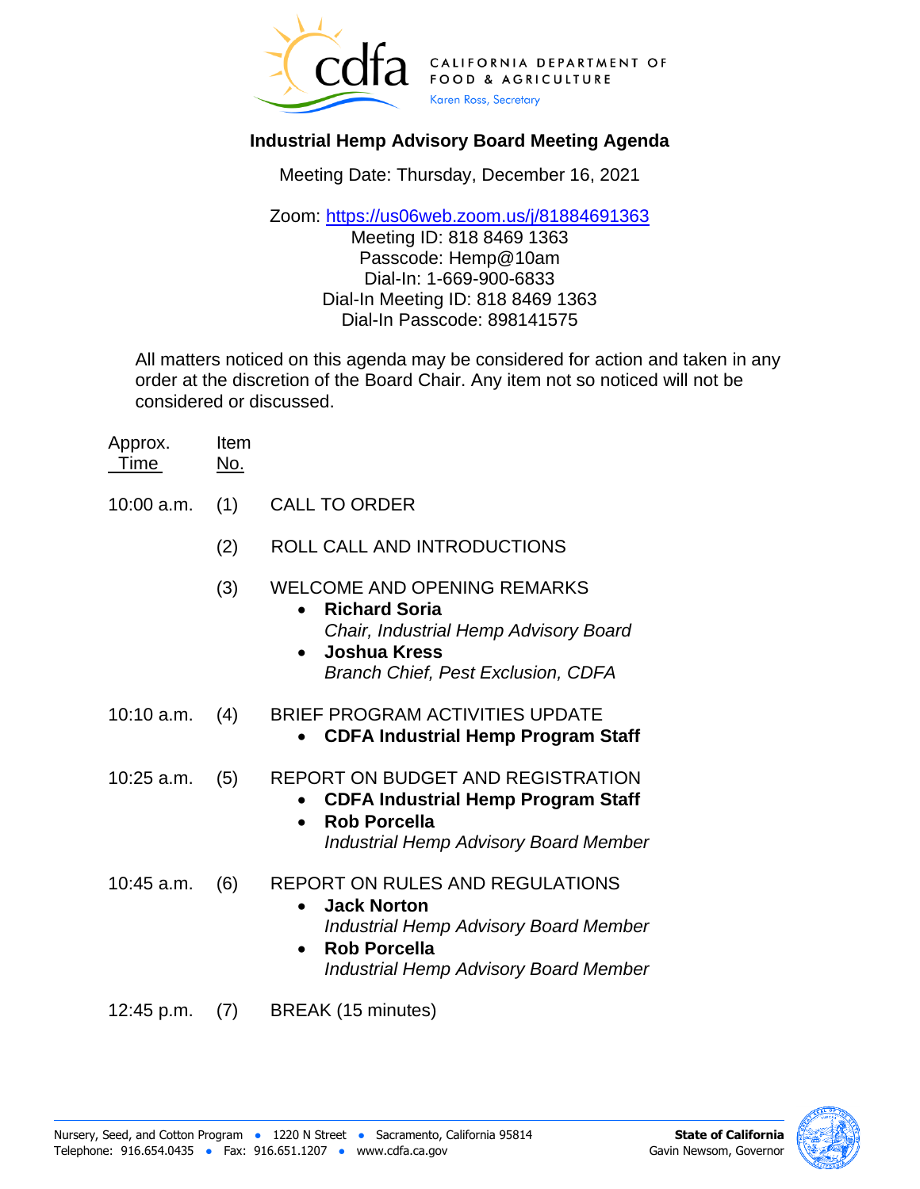CALIFORNIA DEPARTMENT OF FOOD & AGRICULTURE
Karen Ross, Secretary

**Industrial Hemp Advisory Board Meeting Agenda**

Meeting Date: Thursday, December 16, 2021

Zoom: https://us06web.zoom.us/j/81884691363
Meeting ID: 818 8469 1363
Passcode: Hemp@10am
Dial-In: 1-669-900-6833
Dial-In Meeting ID: 818 8469 1363
Dial-In Passcode: 898141575

All matters noticed on this agenda may be considered for action and taken in any order at the discretion of the Board Chair. Any item not so noticed will not be considered or discussed.

| Approx. Time | Item No. | |
|---|---|---|
| 10:00 a.m. | (1) | CALL TO ORDER |
| | (2) | ROLL CALL AND INTRODUCTIONS |
| | (3) | WELCOME AND OPENING REMARKS<br>• **Richard Soria** *Chair, Industrial Hemp Advisory Board*<br>• **Joshua Kress** *Branch Chief, Pest Exclusion, CDFA* |
| 10:10 a.m. | (4) | BRIEF PROGRAM ACTIVITIES UPDATE<br>• **CDFA Industrial Hemp Program Staff** |
| 10:25 a.m. | (5) | REPORT ON BUDGET AND REGISTRATION<br>• **CDFA Industrial Hemp Program Staff**<br>• **Rob Porcella** *Industrial Hemp Advisory Board Member* |
| 10:45 a.m. | (6) | REPORT ON RULES AND REGULATIONS<br>• **Jack Norton** *Industrial Hemp Advisory Board Member*<br>• **Rob Porcella** *Industrial Hemp Advisory Board Member* |
| 12:45 p.m. | (7) | BREAK (15 minutes) |

Nursery, Seed, and Cotton Program • 1220 N Street • Sacramento, California 95814
Telephone: 916.654.0435 • Fax: 916.651.1207 • www.cdfa.ca.gov

**State of California**
Gavin Newsom, Governor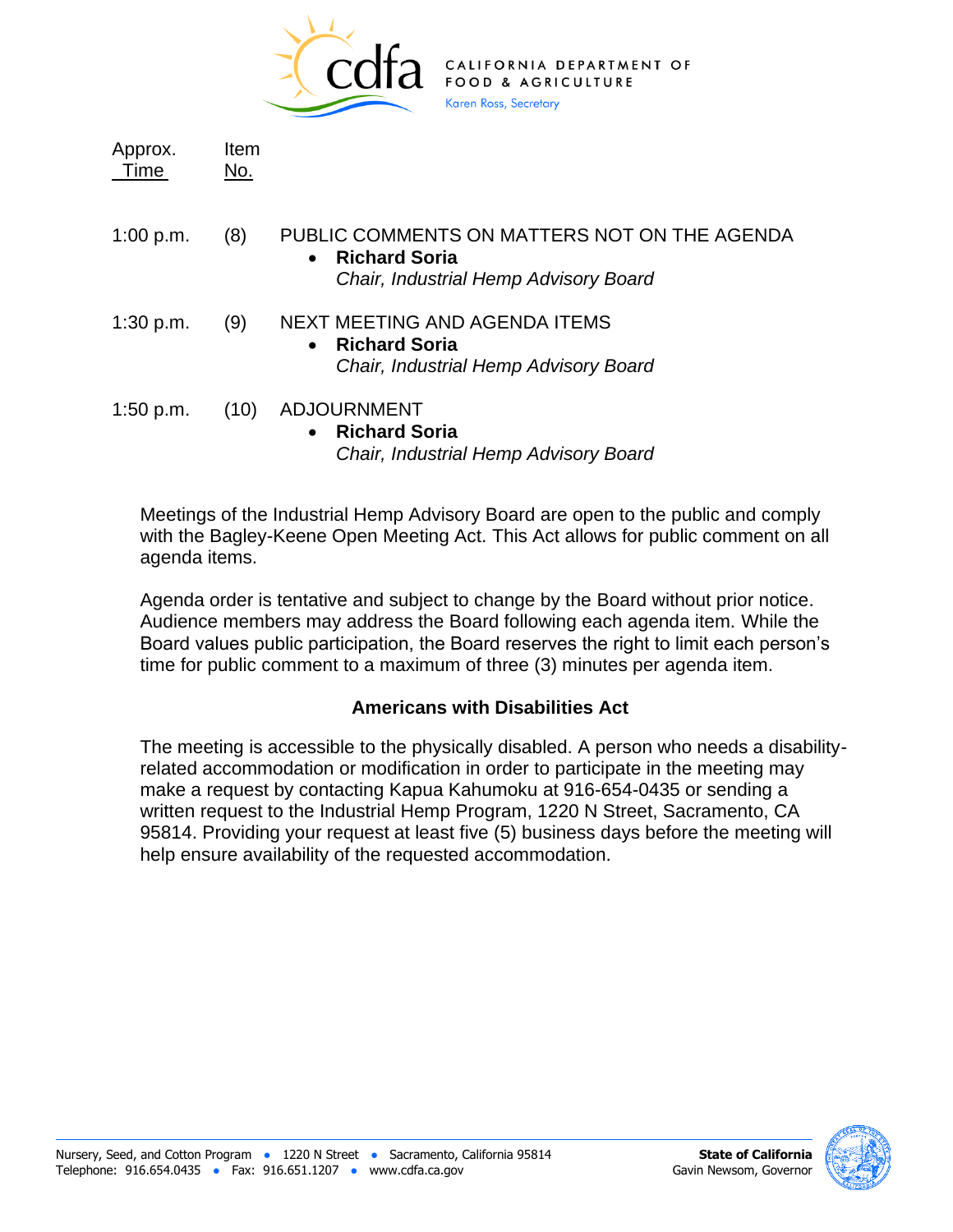| Approx. Time | Item No. | |
|---|---|---|
| 1:00 p.m. | (8) | PUBLIC COMMENTS ON MATTERS NOT ON THE AGENDA<br>• **Richard Soria**<br>*Chair, Industrial Hemp Advisory Board* |
| 1:30 p.m. | (9) | NEXT MEETING AND AGENDA ITEMS<br>• **Richard Soria**<br>*Chair, Industrial Hemp Advisory Board* |
| 1:50 p.m. | (10) | ADJOURNMENT<br>• **Richard Soria**<br>*Chair, Industrial Hemp Advisory Board* |

Meetings of the Industrial Hemp Advisory Board are open to the public and comply with the Bagley-Keene Open Meeting Act. This Act allows for public comment on all agenda items.

Agenda order is tentative and subject to change by the Board without prior notice. Audience members may address the Board following each agenda item. While the Board values public participation, the Board reserves the right to limit each person's time for public comment to a maximum of three (3) minutes per agenda item.

### Americans with Disabilities Act

The meeting is accessible to the physically disabled. A person who needs a disability-related accommodation or modification in order to participate in the meeting may make a request by contacting Kapua Kahumoku at 916-654-0435 or sending a written request to the Industrial Hemp Program, 1220 N Street, Sacramento, CA 95814. Providing your request at least five (5) business days before the meeting will help ensure availability of the requested accommodation.